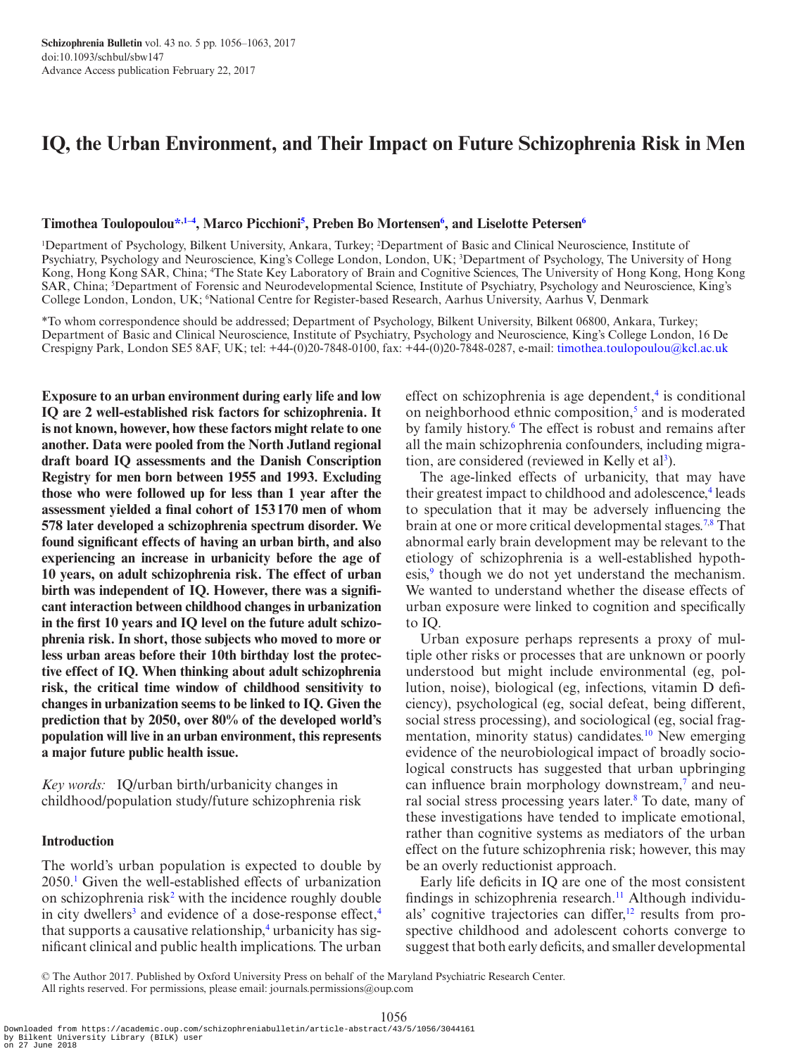# IQ, the Urban Environment, and Their Impact on Future Schizophrenia Risk in Men

**Timothea Toulopoulou\*,[1–4], Marco Picchioni[5], Preben Bo Mortensen[6], and Liselotte Petersen[6]**

[1]Department of Psychology, Bilkent University, Ankara, Turkey; [2]Department of Basic and Clinical Neuroscience, Institute of Psychiatry, Psychology and Neuroscience, King's College London, London, UK; [3]Department of Psychology, The University of Hong Kong, Hong Kong SAR, China; [4]The State Key Laboratory of Brain and Cognitive Sciences, The University of Hong Kong, Hong Kong SAR, China; [5]Department of Forensic and Neurodevelopmental Science, Institute of Psychiatry, Psychology and Neuroscience, King's College London, London, UK; [6]National Centre for Register-based Research, Aarhus University, Aarhus V, Denmark

\*To whom correspondence should be addressed; Department of Psychology, Bilkent University, Bilkent 06800, Ankara, Turkey; Department of Basic and Clinical Neuroscience, Institute of Psychiatry, Psychology and Neuroscience, King's College London, 16 De Crespigny Park, London SE5 8AF, UK; tel: +44-(0)20-7848-0100, fax: +44-(0)20-7848-0287, e-mail: timothea.toulopoulou@kcl.ac.uk

**Exposure to an urban environment during early life and low IQ are 2 well-established risk factors for schizophrenia. It is not known, however, how these factors might relate to one another. Data were pooled from the North Jutland regional draft board IQ assessments and the Danish Conscription Registry for men born between 1955 and 1993. Excluding those who were followed up for less than 1 year after the assessment yielded a final cohort of 153170 men of whom 578 later developed a schizophrenia spectrum disorder. We found significant effects of having an urban birth, and also experiencing an increase in urbanicity before the age of 10 years, on adult schizophrenia risk. The effect of urban birth was independent of IQ. However, there was a significant interaction between childhood changes in urbanization in the first 10 years and IQ level on the future adult schizophrenia risk. In short, those subjects who moved to more or less urban areas before their 10th birthday lost the protective effect of IQ. When thinking about adult schizophrenia risk, the critical time window of childhood sensitivity to changes in urbanization seems to be linked to IQ. Given the prediction that by 2050, over 80% of the developed world's population will live in an urban environment, this represents a major future public health issue.**

*Key words:* IQ/urban birth/urbanicity changes in childhood/population study/future schizophrenia risk

## Introduction

The world's urban population is expected to double by 2050.[1] Given the well-established effects of urbanization on schizophrenia risk[2] with the incidence roughly double in city dwellers[3] and evidence of a dose-response effect,[4] that supports a causative relationship,[4] urbanicity has significant clinical and public health implications. The urban effect on schizophrenia is age dependent,[4] is conditional on neighborhood ethnic composition,[5] and is moderated by family history.[6] The effect is robust and remains after all the main schizophrenia confounders, including migration, are considered (reviewed in Kelly et al[3]).

The age-linked effects of urbanicity, that may have their greatest impact to childhood and adolescence,[4] leads to speculation that it may be adversely influencing the brain at one or more critical developmental stages.[7,8] That abnormal early brain development may be relevant to the etiology of schizophrenia is a well-established hypothesis,[9] though we do not yet understand the mechanism. We wanted to understand whether the disease effects of urban exposure were linked to cognition and specifically to IQ.

Urban exposure perhaps represents a proxy of multiple other risks or processes that are unknown or poorly understood but might include environmental (eg, pollution, noise), biological (eg, infections, vitamin D deficiency), psychological (eg, social defeat, being different, social stress processing), and sociological (eg, social fragmentation, minority status) candidates.[10] New emerging evidence of the neurobiological impact of broadly sociological constructs has suggested that urban upbringing can influence brain morphology downstream,[7] and neural social stress processing years later.[8] To date, many of these investigations have tended to implicate emotional, rather than cognitive systems as mediators of the urban effect on the future schizophrenia risk; however, this may be an overly reductionist approach.

Early life deficits in IQ are one of the most consistent findings in schizophrenia research.[11] Although individuals' cognitive trajectories can differ,[12] results from prospective childhood and adolescent cohorts converge to suggest that both early deficits, and smaller developmental

© The Author 2017. Published by Oxford University Press on behalf of the Maryland Psychiatric Research Center. All rights reserved. For permissions, please email: journals.permissions@oup.com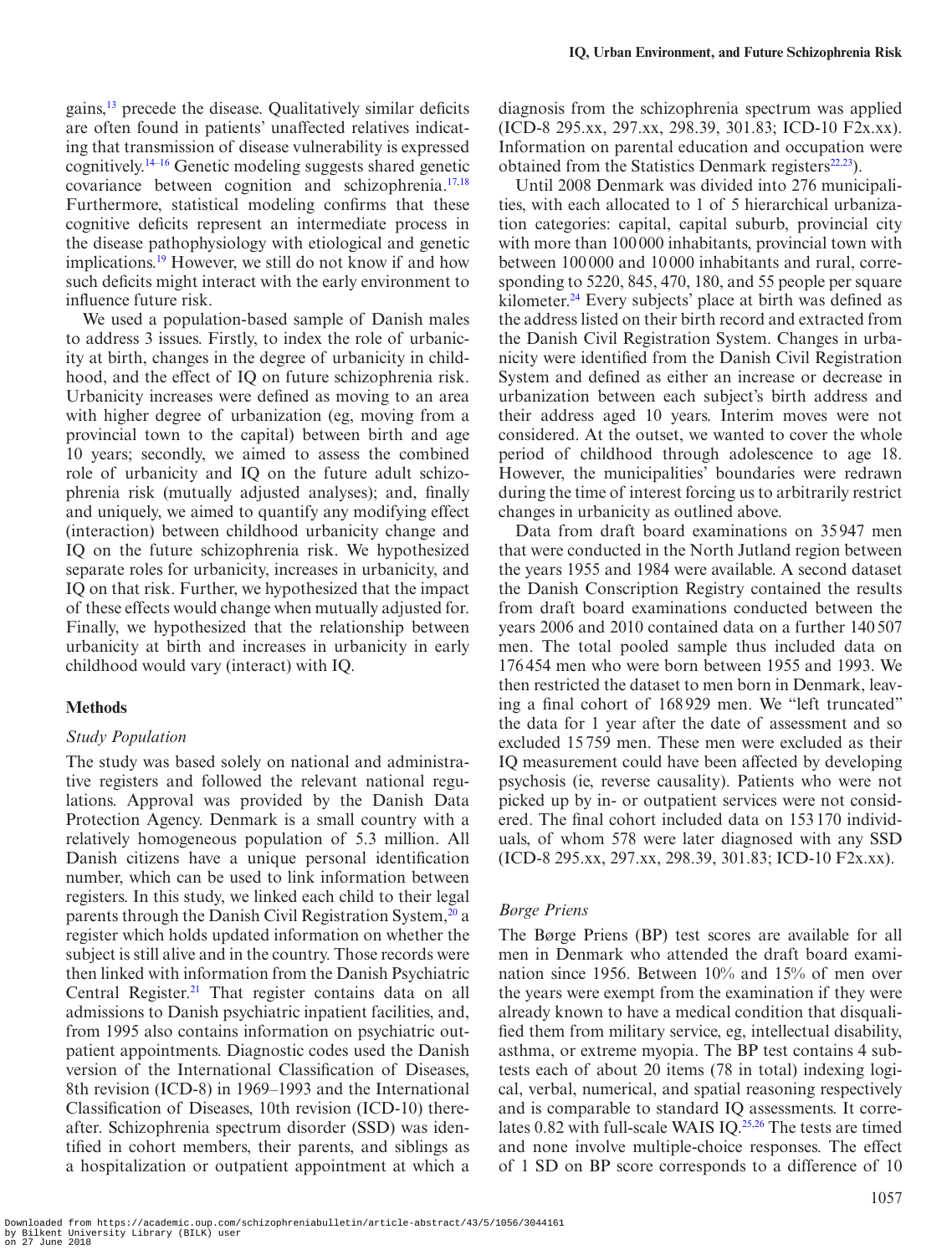gains,[13] precede the disease. Qualitatively similar deficits are often found in patients' unaffected relatives indicating that transmission of disease vulnerability is expressed cognitively.[14–16] Genetic modeling suggests shared genetic covariance between cognition and schizophrenia.[17,18] Furthermore, statistical modeling confirms that these cognitive deficits represent an intermediate process in the disease pathophysiology with etiological and genetic implications.[19] However, we still do not know if and how such deficits might interact with the early environment to influence future risk.

We used a population-based sample of Danish males to address 3 issues. Firstly, to index the role of urbanicity at birth, changes in the degree of urbanicity in childhood, and the effect of IQ on future schizophrenia risk. Urbanicity increases were defined as moving to an area with higher degree of urbanization (eg, moving from a provincial town to the capital) between birth and age 10 years; secondly, we aimed to assess the combined role of urbanicity and IQ on the future adult schizophrenia risk (mutually adjusted analyses); and, finally and uniquely, we aimed to quantify any modifying effect (interaction) between childhood urbanicity change and IQ on the future schizophrenia risk. We hypothesized separate roles for urbanicity, increases in urbanicity, and IQ on that risk. Further, we hypothesized that the impact of these effects would change when mutually adjusted for. Finally, we hypothesized that the relationship between urbanicity at birth and increases in urbanicity in early childhood would vary (interact) with IQ.

## Methods

### *Study Population*

The study was based solely on national and administrative registers and followed the relevant national regulations. Approval was provided by the Danish Data Protection Agency. Denmark is a small country with a relatively homogeneous population of 5.3 million. All Danish citizens have a unique personal identification number, which can be used to link information between registers. In this study, we linked each child to their legal parents through the Danish Civil Registration System,[20] a register which holds updated information on whether the subject is still alive and in the country. Those records were then linked with information from the Danish Psychiatric Central Register.[21] That register contains data on all admissions to Danish psychiatric inpatient facilities, and, from 1995 also contains information on psychiatric outpatient appointments. Diagnostic codes used the Danish version of the International Classification of Diseases, 8th revision (ICD-8) in 1969–1993 and the International Classification of Diseases, 10th revision (ICD-10) thereafter. Schizophrenia spectrum disorder (SSD) was identified in cohort members, their parents, and siblings as a hospitalization or outpatient appointment at which a diagnosis from the schizophrenia spectrum was applied (ICD-8 295.xx, 297.xx, 298.39, 301.83; ICD-10 F2x.xx). Information on parental education and occupation were obtained from the Statistics Denmark registers[22,23]).

Until 2008 Denmark was divided into 276 municipalities, with each allocated to 1 of 5 hierarchical urbanization categories: capital, capital suburb, provincial city with more than 100 000 inhabitants, provincial town with between 100 000 and 10 000 inhabitants and rural, corresponding to 5220, 845, 470, 180, and 55 people per square kilometer.[24] Every subjects' place at birth was defined as the address listed on their birth record and extracted from the Danish Civil Registration System. Changes in urbanicity were identified from the Danish Civil Registration System and defined as either an increase or decrease in urbanization between each subject's birth address and their address aged 10 years. Interim moves were not considered. At the outset, we wanted to cover the whole period of childhood through adolescence to age 18. However, the municipalities' boundaries were redrawn during the time of interest forcing us to arbitrarily restrict changes in urbanicity as outlined above.

Data from draft board examinations on 35 947 men that were conducted in the North Jutland region between the years 1955 and 1984 were available. A second dataset the Danish Conscription Registry contained the results from draft board examinations conducted between the years 2006 and 2010 contained data on a further 140 507 men. The total pooled sample thus included data on 176 454 men who were born between 1955 and 1993. We then restricted the dataset to men born in Denmark, leaving a final cohort of 168 929 men. We "left truncated" the data for 1 year after the date of assessment and so excluded 15 759 men. These men were excluded as their IQ measurement could have been affected by developing psychosis (ie, reverse causality). Patients who were not picked up by in- or outpatient services were not considered. The final cohort included data on 153 170 individuals, of whom 578 were later diagnosed with any SSD (ICD-8 295.xx, 297.xx, 298.39, 301.83; ICD-10 F2x.xx).

### *Børge Priens*

The Børge Priens (BP) test scores are available for all men in Denmark who attended the draft board examination since 1956. Between 10% and 15% of men over the years were exempt from the examination if they were already known to have a medical condition that disqualified them from military service, eg, intellectual disability, asthma, or extreme myopia. The BP test contains 4 subtests each of about 20 items (78 in total) indexing logical, verbal, numerical, and spatial reasoning respectively and is comparable to standard IQ assessments. It correlates 0.82 with full-scale WAIS IQ.[25,26] The tests are timed and none involve multiple-choice responses. The effect of 1 SD on BP score corresponds to a difference of 10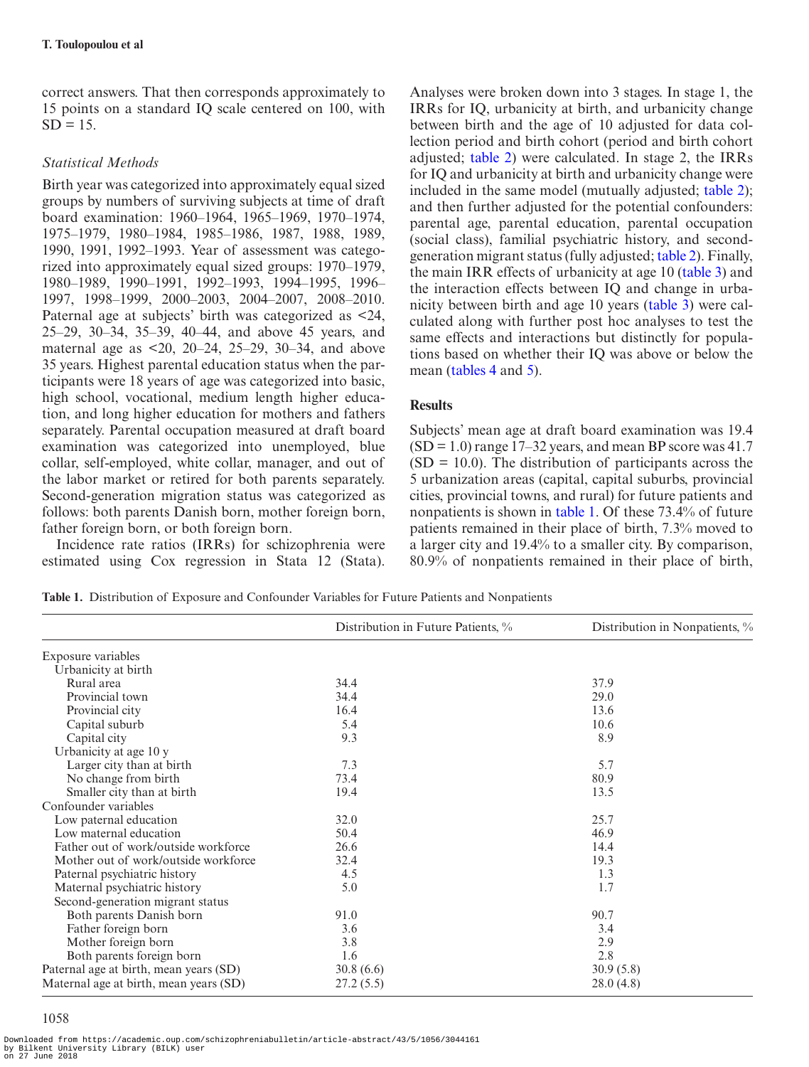correct answers. That then corresponds approximately to 15 points on a standard IQ scale centered on 100, with SD = 15.

### *Statistical Methods*

Birth year was categorized into approximately equal sized groups by numbers of surviving subjects at time of draft board examination: 1960–1964, 1965–1969, 1970–1974, 1975–1979, 1980–1984, 1985–1986, 1987, 1988, 1989, 1990, 1991, 1992–1993. Year of assessment was categorized into approximately equal sized groups: 1970–1979, 1980–1989, 1990–1991, 1992–1993, 1994–1995, 1996–1997, 1998–1999, 2000–2003, 2004–2007, 2008–2010. Paternal age at subjects' birth was categorized as <24, 25–29, 30–34, 35–39, 40–44, and above 45 years, and maternal age as <20, 20–24, 25–29, 30–34, and above 35 years. Highest parental education status when the participants were 18 years of age was categorized into basic, high school, vocational, medium length higher education, and long higher education for mothers and fathers separately. Parental occupation measured at draft board examination was categorized into unemployed, blue collar, self-employed, white collar, manager, and out of the labor market or retired for both parents separately. Second-generation migration status was categorized as follows: both parents Danish born, mother foreign born, father foreign born, or both foreign born.

Incidence rate ratios (IRRs) for schizophrenia were estimated using Cox regression in Stata 12 (Stata). Analyses were broken down into 3 stages. In stage 1, the IRRs for IQ, urbanicity at birth, and urbanicity change between birth and the age of 10 adjusted for data collection period and birth cohort (period and birth cohort adjusted; table 2) were calculated. In stage 2, the IRRs for IQ and urbanicity at birth and urbanicity change were included in the same model (mutually adjusted; table 2); and then further adjusted for the potential confounders: parental age, parental education, parental occupation (social class), familial psychiatric history, and second-generation migrant status (fully adjusted; table 2). Finally, the main IRR effects of urbanicity at age 10 (table 3) and the interaction effects between IQ and change in urbanicity between birth and age 10 years (table 3) were calculated along with further post hoc analyses to test the same effects and interactions but distinctly for populations based on whether their IQ was above or below the mean (tables 4 and 5).

## Results

Subjects' mean age at draft board examination was 19.4 (SD = 1.0) range 17–32 years, and mean BP score was 41.7 (SD = 10.0). The distribution of participants across the 5 urbanization areas (capital, capital suburbs, provincial cities, provincial towns, and rural) for future patients and nonpatients is shown in table 1. Of these 73.4% of future patients remained in their place of birth, 7.3% moved to a larger city and 19.4% to a smaller city. By comparison, 80.9% of nonpatients remained in their place of birth,

**Table 1.** Distribution of Exposure and Confounder Variables for Future Patients and Nonpatients

| | Distribution in Future Patients, % | Distribution in Nonpatients, % |
|---|---|---|
| Exposure variables | | |
| Urbanicity at birth | | |
| Rural area | 34.4 | 37.9 |
| Provincial town | 34.4 | 29.0 |
| Provincial city | 16.4 | 13.6 |
| Capital suburb | 5.4 | 10.6 |
| Capital city | 9.3 | 8.9 |
| Urbanicity at age 10 y | | |
| Larger city than at birth | 7.3 | 5.7 |
| No change from birth | 73.4 | 80.9 |
| Smaller city than at birth | 19.4 | 13.5 |
| Confounder variables | | |
| Low paternal education | 32.0 | 25.7 |
| Low maternal education | 50.4 | 46.9 |
| Father out of work/outside workforce | 26.6 | 14.4 |
| Mother out of work/outside workforce | 32.4 | 19.3 |
| Paternal psychiatric history | 4.5 | 1.3 |
| Maternal psychiatric history | 5.0 | 1.7 |
| Second-generation migrant status | | |
| Both parents Danish born | 91.0 | 90.7 |
| Father foreign born | 3.6 | 3.4 |
| Mother foreign born | 3.8 | 2.9 |
| Both parents foreign born | 1.6 | 2.8 |
| Paternal age at birth, mean years (SD) | 30.8 (6.6) | 30.9 (5.8) |
| Maternal age at birth, mean years (SD) | 27.2 (5.5) | 28.0 (4.8) |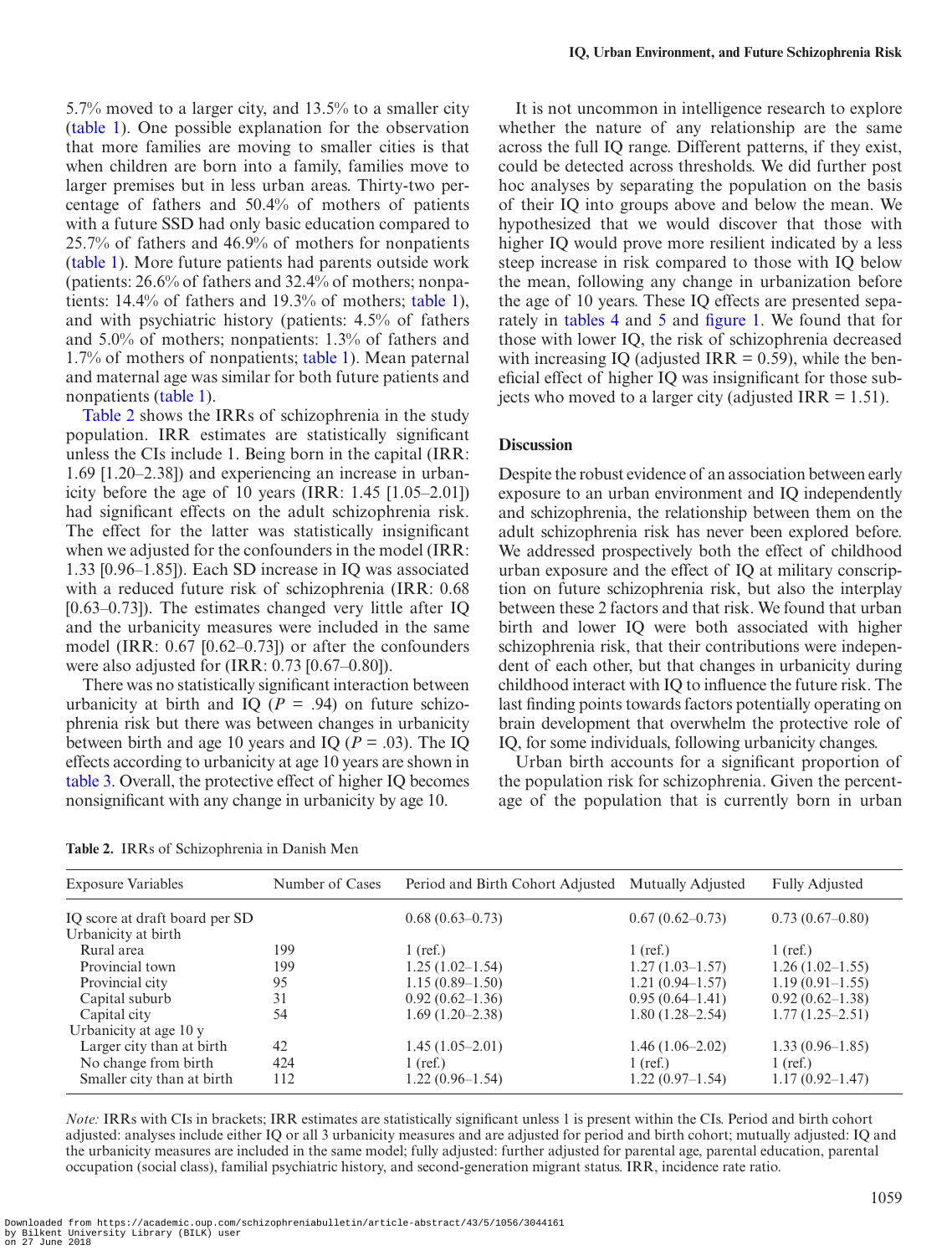5.7% moved to a larger city, and 13.5% to a smaller city (table 1). One possible explanation for the observation that more families are moving to smaller cities is that when children are born into a family, families move to larger premises but in less urban areas. Thirty-two percentage of fathers and 50.4% of mothers of patients with a future SSD had only basic education compared to 25.7% of fathers and 46.9% of mothers for nonpatients (table 1). More future patients had parents outside work (patients: 26.6% of fathers and 32.4% of mothers; nonpatients: 14.4% of fathers and 19.3% of mothers; table 1), and with psychiatric history (patients: 4.5% of fathers and 5.0% of mothers; nonpatients: 1.3% of fathers and 1.7% of mothers of nonpatients; table 1). Mean paternal and maternal age was similar for both future patients and nonpatients (table 1).

Table 2 shows the IRRs of schizophrenia in the study population. IRR estimates are statistically significant unless the CIs include 1. Being born in the capital (IRR: 1.69 [1.20–2.38]) and experiencing an increase in urbanicity before the age of 10 years (IRR: 1.45 [1.05–2.01]) had significant effects on the adult schizophrenia risk. The effect for the latter was statistically insignificant when we adjusted for the confounders in the model (IRR: 1.33 [0.96–1.85]). Each SD increase in IQ was associated with a reduced future risk of schizophrenia (IRR: 0.68 [0.63–0.73]). The estimates changed very little after IQ and the urbanicity measures were included in the same model (IRR: 0.67 [0.62–0.73]) or after the confounders were also adjusted for (IRR: 0.73 [0.67–0.80]).

There was no statistically significant interaction between urbanicity at birth and IQ ($P$ = .94) on future schizophrenia risk but there was between changes in urbanicity between birth and age 10 years and IQ ($P$ = .03). The IQ effects according to urbanicity at age 10 years are shown in table 3. Overall, the protective effect of higher IQ becomes nonsignificant with any change in urbanicity by age 10.

It is not uncommon in intelligence research to explore whether the nature of any relationship are the same across the full IQ range. Different patterns, if they exist, could be detected across thresholds. We did further post hoc analyses by separating the population on the basis of their IQ into groups above and below the mean. We hypothesized that we would discover that those with higher IQ would prove more resilient indicated by a less steep increase in risk compared to those with IQ below the mean, following any change in urbanization before the age of 10 years. These IQ effects are presented separately in tables 4 and 5 and figure 1. We found that for those with lower IQ, the risk of schizophrenia decreased with increasing IQ (adjusted IRR = 0.59), while the beneficial effect of higher IQ was insignificant for those subjects who moved to a larger city (adjusted IRR = 1.51).

## Discussion

Despite the robust evidence of an association between early exposure to an urban environment and IQ independently and schizophrenia, the relationship between them on the adult schizophrenia risk has never been explored before. We addressed prospectively both the effect of childhood urban exposure and the effect of IQ at military conscription on future schizophrenia risk, but also the interplay between these 2 factors and that risk. We found that urban birth and lower IQ were both associated with higher schizophrenia risk, that their contributions were independent of each other, but that changes in urbanicity during childhood interact with IQ to influence the future risk. The last finding points towards factors potentially operating on brain development that overwhelm the protective role of IQ, for some individuals, following urbanicity changes.

Urban birth accounts for a significant proportion of the population risk for schizophrenia. Given the percentage of the population that is currently born in urban

**Table 2.** IRRs of Schizophrenia in Danish Men

| Exposure Variables | Number of Cases | Period and Birth Cohort Adjusted | Mutually Adjusted | Fully Adjusted |
|---|---|---|---|---|
| IQ score at draft board per SD | | 0.68 (0.63–0.73) | 0.67 (0.62–0.73) | 0.73 (0.67–0.80) |
| Urbanicity at birth | | | | |
| Rural area | 199 | 1 (ref.) | 1 (ref.) | 1 (ref.) |
| Provincial town | 199 | 1.25 (1.02–1.54) | 1.27 (1.03–1.57) | 1.26 (1.02–1.55) |
| Provincial city | 95 | 1.15 (0.89–1.50) | 1.21 (0.94–1.57) | 1.19 (0.91–1.55) |
| Capital suburb | 31 | 0.92 (0.62–1.36) | 0.95 (0.64–1.41) | 0.92 (0.62–1.38) |
| Capital city | 54 | 1.69 (1.20–2.38) | 1.80 (1.28–2.54) | 1.77 (1.25–2.51) |
| Urbanicity at age 10 y | | | | |
| Larger city than at birth | 42 | 1.45 (1.05–2.01) | 1.46 (1.06–2.02) | 1.33 (0.96–1.85) |
| No change from birth | 424 | 1 (ref.) | 1 (ref.) | 1 (ref.) |
| Smaller city than at birth | 112 | 1.22 (0.96–1.54) | 1.22 (0.97–1.54) | 1.17 (0.92–1.47) |

*Note:* IRRs with CIs in brackets; IRR estimates are statistically significant unless 1 is present within the CIs. Period and birth cohort adjusted: analyses include either IQ or all 3 urbanicity measures and are adjusted for period and birth cohort; mutually adjusted: IQ and the urbanicity measures are included in the same model; fully adjusted: further adjusted for parental age, parental education, parental occupation (social class), familial psychiatric history, and second-generation migrant status. IRR, incidence rate ratio.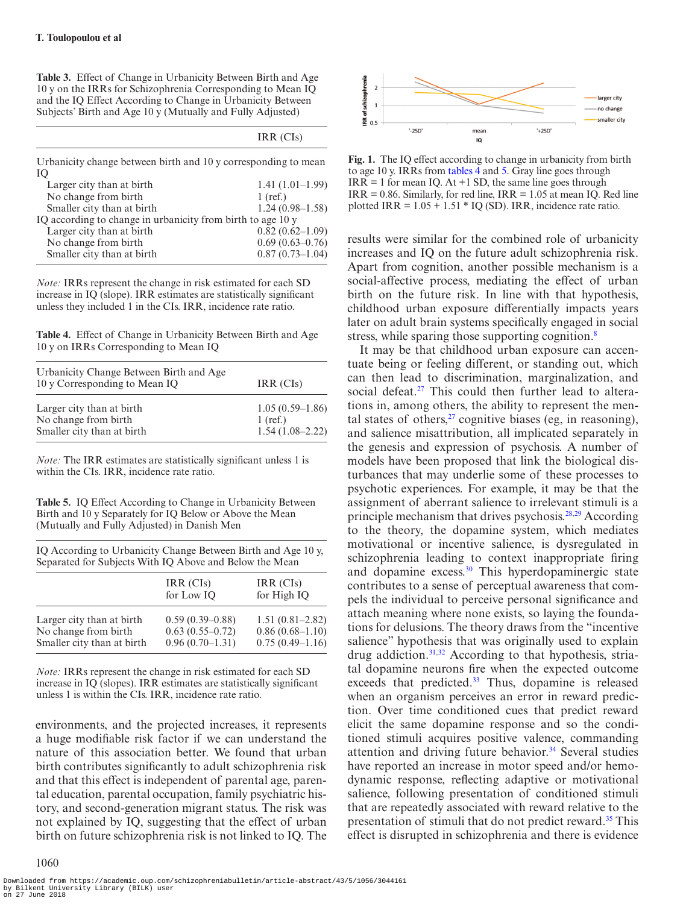**Table 3.** Effect of Change in Urbanicity Between Birth and Age 10 y on the IRRs for Schizophrenia Corresponding to Mean IQ and the IQ Effect According to Change in Urbanicity Between Subjects' Birth and Age 10 y (Mutually and Fully Adjusted)

| | IRR (CIs) |
|---|---|
| Urbanicity change between birth and 10 y corresponding to mean IQ | |
| Larger city than at birth | 1.41 (1.01–1.99) |
| No change from birth | 1 (ref.) |
| Smaller city than at birth | 1.24 (0.98–1.58) |
| IQ according to change in urbanicity from birth to age 10 y | |
| Larger city than at birth | 0.82 (0.62–1.09) |
| No change from birth | 0.69 (0.63–0.76) |
| Smaller city than at birth | 0.87 (0.73–1.04) |

*Note:* IRRs represent the change in risk estimated for each SD increase in IQ (slope). IRR estimates are statistically significant unless they included 1 in the CIs. IRR, incidence rate ratio.

**Table 4.** Effect of Change in Urbanicity Between Birth and Age 10 y on IRRs Corresponding to Mean IQ

| Urbanicity Change Between Birth and Age 10 y Corresponding to Mean IQ | IRR (CIs) |
|---|---|
| Larger city than at birth | 1.05 (0.59–1.86) |
| No change from birth | 1 (ref.) |
| Smaller city than at birth | 1.54 (1.08–2.22) |

*Note:* The IRR estimates are statistically significant unless 1 is within the CIs. IRR, incidence rate ratio.

**Table 5.** IQ Effect According to Change in Urbanicity Between Birth and 10 y Separately for IQ Below or Above the Mean (Mutually and Fully Adjusted) in Danish Men

| IQ According to Urbanicity Change Between Birth and Age 10 y, Separated for Subjects With IQ Above and Below the Mean | | |
|---|---|---|
| | IRR (CIs) for Low IQ | IRR (CIs) for High IQ |
| Larger city than at birth | 0.59 (0.39–0.88) | 1.51 (0.81–2.82) |
| No change from birth | 0.63 (0.55–0.72) | 0.86 (0.68–1.10) |
| Smaller city than at birth | 0.96 (0.70–1.31) | 0.75 (0.49–1.16) |

*Note:* IRRs represent the change in risk estimated for each SD increase in IQ (slopes). IRR estimates are statistically significant unless 1 is within the CIs. IRR, incidence rate ratio.

**Fig. 1.** The IQ effect according to change in urbanicity from birth to age 10 y. IRRs from tables 4 and 5. Gray line goes through IRR = 1 for mean IQ. At +1 SD, the same line goes through IRR = 0.86. Similarly, for red line, IRR = 1.05 at mean IQ. Red line plotted IRR = 1.05 + 1.51 * IQ (SD). IRR, incidence rate ratio.

environments, and the projected increases, it represents a huge modifiable risk factor if we can understand the nature of this association better. We found that urban birth contributes significantly to adult schizophrenia risk and that this effect is independent of parental age, parental education, parental occupation, family psychiatric history, and second-generation migrant status. The risk was not explained by IQ, suggesting that the effect of urban birth on future schizophrenia risk is not linked to IQ. The results were similar for the combined role of urbanicity increases and IQ on the future adult schizophrenia risk. Apart from cognition, another possible mechanism is a social-affective process, mediating the effect of urban birth on the future risk. In line with that hypothesis, childhood urban exposure differentially impacts years later on adult brain systems specifically engaged in social stress, while sparing those supporting cognition.[8]

It may be that childhood urban exposure can accentuate being or feeling different, or standing out, which can then lead to discrimination, marginalization, and social defeat.[27] This could then further lead to alterations in, among others, the ability to represent the mental states of others,[27] cognitive biases (eg, in reasoning), and salience misattribution, all implicated separately in the genesis and expression of psychosis. A number of models have been proposed that link the biological disturbances that may underlie some of these processes to psychotic experiences. For example, it may be that the assignment of aberrant salience to irrelevant stimuli is a principle mechanism that drives psychosis.[28,29] According to the theory, the dopamine system, which mediates motivational or incentive salience, is dysregulated in schizophrenia leading to context inappropriate firing and dopamine excess.[30] This hyperdopaminergic state contributes to a sense of perceptual awareness that compels the individual to perceive personal significance and attach meaning where none exists, so laying the foundations for delusions. The theory draws from the "incentive salience" hypothesis that was originally used to explain drug addiction.[31,32] According to that hypothesis, striatal dopamine neurons fire when the expected outcome exceeds that predicted.[33] Thus, dopamine is released when an organism perceives an error in reward prediction. Over time conditioned cues that predict reward elicit the same dopamine response and so the conditioned stimuli acquires positive valence, commanding attention and driving future behavior.[34] Several studies have reported an increase in motor speed and/or hemodynamic response, reflecting adaptive or motivational salience, following presentation of conditioned stimuli that are repeatedly associated with reward relative to the presentation of stimuli that do not predict reward.[35] This effect is disrupted in schizophrenia and there is evidence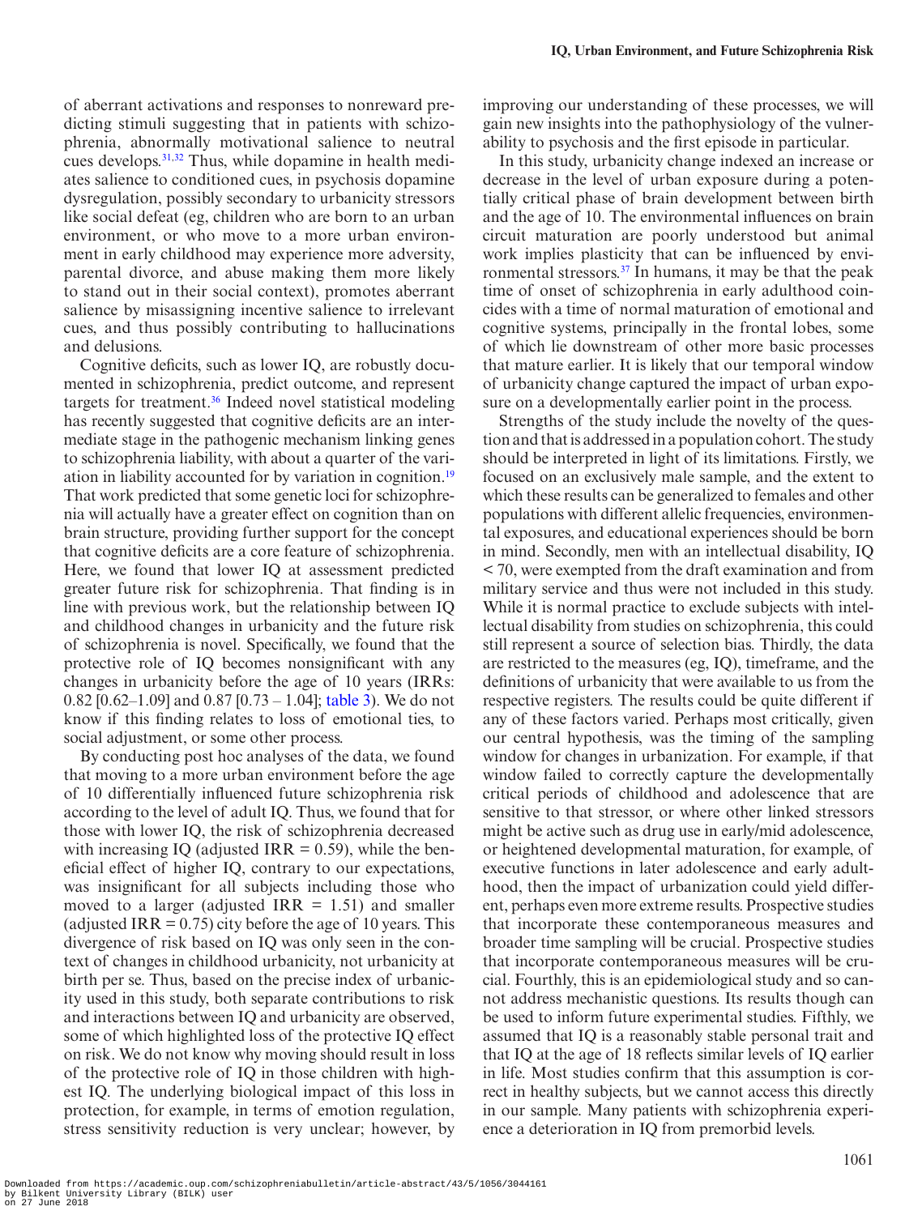of aberrant activations and responses to nonreward predicting stimuli suggesting that in patients with schizophrenia, abnormally motivational salience to neutral cues develops.[31,32] Thus, while dopamine in health mediates salience to conditioned cues, in psychosis dopamine dysregulation, possibly secondary to urbanicity stressors like social defeat (eg, children who are born to an urban environment, or who move to a more urban environment in early childhood may experience more adversity, parental divorce, and abuse making them more likely to stand out in their social context), promotes aberrant salience by misassigning incentive salience to irrelevant cues, and thus possibly contributing to hallucinations and delusions.

Cognitive deficits, such as lower IQ, are robustly documented in schizophrenia, predict outcome, and represent targets for treatment.[36] Indeed novel statistical modeling has recently suggested that cognitive deficits are an intermediate stage in the pathogenic mechanism linking genes to schizophrenia liability, with about a quarter of the variation in liability accounted for by variation in cognition.[19] That work predicted that some genetic loci for schizophrenia will actually have a greater effect on cognition than on brain structure, providing further support for the concept that cognitive deficits are a core feature of schizophrenia. Here, we found that lower IQ at assessment predicted greater future risk for schizophrenia. That finding is in line with previous work, but the relationship between IQ and childhood changes in urbanicity and the future risk of schizophrenia is novel. Specifically, we found that the protective role of IQ becomes nonsignificant with any changes in urbanicity before the age of 10 years (IRRs: 0.82 [0.62–1.09] and 0.87 [0.73 – 1.04]; table 3). We do not know if this finding relates to loss of emotional ties, to social adjustment, or some other process.

By conducting post hoc analyses of the data, we found that moving to a more urban environment before the age of 10 differentially influenced future schizophrenia risk according to the level of adult IQ. Thus, we found that for those with lower IQ, the risk of schizophrenia decreased with increasing IQ (adjusted IRR = 0.59), while the beneficial effect of higher IQ, contrary to our expectations, was insignificant for all subjects including those who moved to a larger (adjusted IRR = 1.51) and smaller (adjusted IRR = 0.75) city before the age of 10 years. This divergence of risk based on IQ was only seen in the context of changes in childhood urbanicity, not urbanicity at birth per se. Thus, based on the precise index of urbanicity used in this study, both separate contributions to risk and interactions between IQ and urbanicity are observed, some of which highlighted loss of the protective IQ effect on risk. We do not know why moving should result in loss of the protective role of IQ in those children with highest IQ. The underlying biological impact of this loss in protection, for example, in terms of emotion regulation, stress sensitivity reduction is very unclear; however, by improving our understanding of these processes, we will gain new insights into the pathophysiology of the vulnerability to psychosis and the first episode in particular.

In this study, urbanicity change indexed an increase or decrease in the level of urban exposure during a potentially critical phase of brain development between birth and the age of 10. The environmental influences on brain circuit maturation are poorly understood but animal work implies plasticity that can be influenced by environmental stressors.[37] In humans, it may be that the peak time of onset of schizophrenia in early adulthood coincides with a time of normal maturation of emotional and cognitive systems, principally in the frontal lobes, some of which lie downstream of other more basic processes that mature earlier. It is likely that our temporal window of urbanicity change captured the impact of urban exposure on a developmentally earlier point in the process.

Strengths of the study include the novelty of the question and that is addressed in a population cohort. The study should be interpreted in light of its limitations. Firstly, we focused on an exclusively male sample, and the extent to which these results can be generalized to females and other populations with different allelic frequencies, environmental exposures, and educational experiences should be born in mind. Secondly, men with an intellectual disability, IQ < 70, were exempted from the draft examination and from military service and thus were not included in this study. While it is normal practice to exclude subjects with intellectual disability from studies on schizophrenia, this could still represent a source of selection bias. Thirdly, the data are restricted to the measures (eg, IQ), timeframe, and the definitions of urbanicity that were available to us from the respective registers. The results could be quite different if any of these factors varied. Perhaps most critically, given our central hypothesis, was the timing of the sampling window for changes in urbanization. For example, if that window failed to correctly capture the developmentally critical periods of childhood and adolescence that are sensitive to that stressor, or where other linked stressors might be active such as drug use in early/mid adolescence, or heightened developmental maturation, for example, of executive functions in later adolescence and early adulthood, then the impact of urbanization could yield different, perhaps even more extreme results. Prospective studies that incorporate these contemporaneous measures and broader time sampling will be crucial. Prospective studies that incorporate contemporaneous measures will be crucial. Fourthly, this is an epidemiological study and so cannot address mechanistic questions. Its results though can be used to inform future experimental studies. Fifthly, we assumed that IQ is a reasonably stable personal trait and that IQ at the age of 18 reflects similar levels of IQ earlier in life. Most studies confirm that this assumption is correct in healthy subjects, but we cannot access this directly in our sample. Many patients with schizophrenia experience a deterioration in IQ from premorbid levels.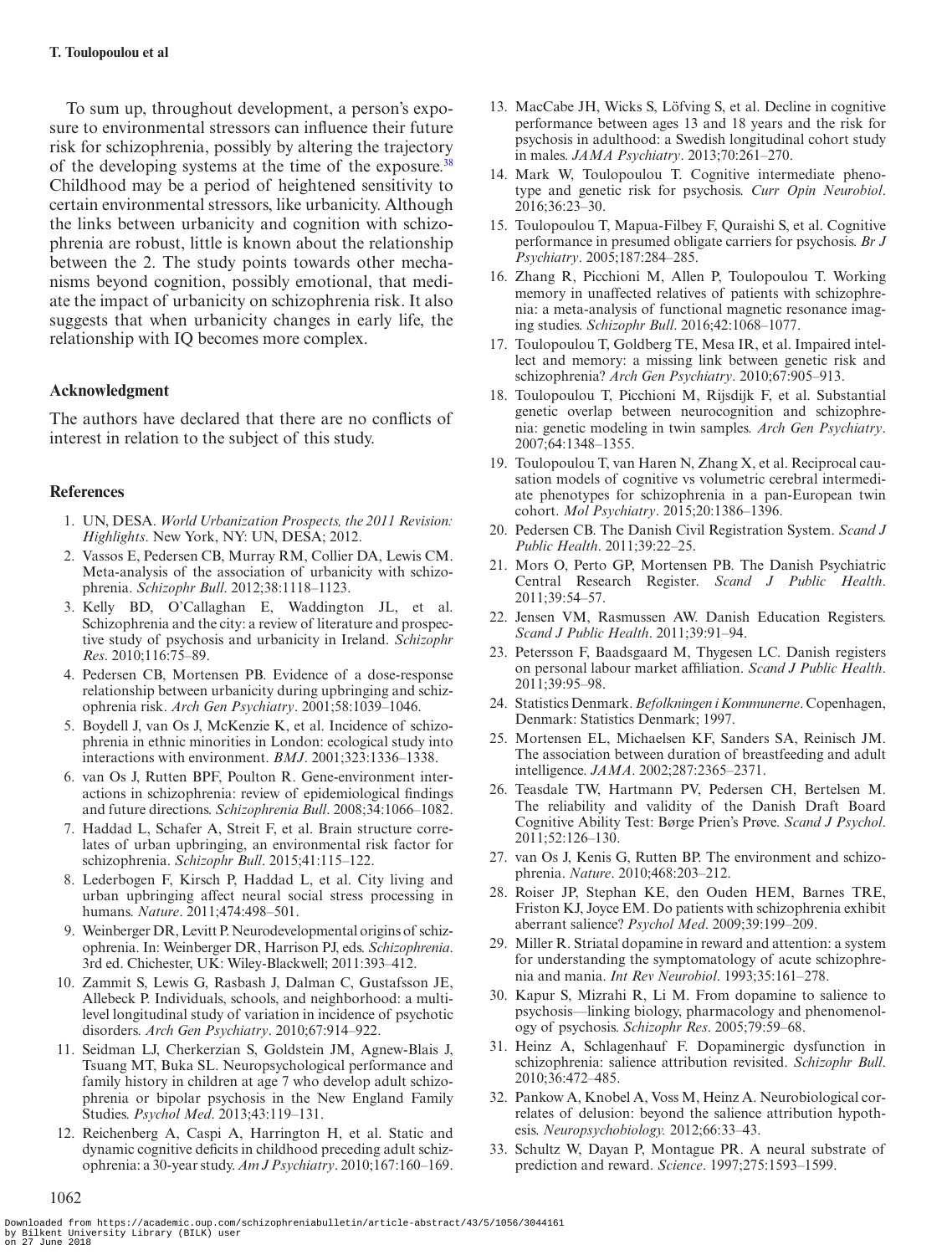To sum up, throughout development, a person's exposure to environmental stressors can influence their future risk for schizophrenia, possibly by altering the trajectory of the developing systems at the time of the exposure.[38] Childhood may be a period of heightened sensitivity to certain environmental stressors, like urbanicity. Although the links between urbanicity and cognition with schizophrenia are robust, little is known about the relationship between the 2. The study points towards other mechanisms beyond cognition, possibly emotional, that mediate the impact of urbanicity on schizophrenia risk. It also suggests that when urbanicity changes in early life, the relationship with IQ becomes more complex.

## Acknowledgment

The authors have declared that there are no conflicts of interest in relation to the subject of this study.

## References

1. UN, DESA. *World Urbanization Prospects, the 2011 Revision: Highlights*. New York, NY: UN, DESA; 2012.
2. Vassos E, Pedersen CB, Murray RM, Collier DA, Lewis CM. Meta-analysis of the association of urbanicity with schizophrenia. *Schizophr Bull*. 2012;38:1118–1123.
3. Kelly BD, O'Callaghan E, Waddington JL, et al. Schizophrenia and the city: a review of literature and prospective study of psychosis and urbanicity in Ireland. *Schizophr Res*. 2010;116:75–89.
4. Pedersen CB, Mortensen PB. Evidence of a dose-response relationship between urbanicity during upbringing and schizophrenia risk. *Arch Gen Psychiatry*. 2001;58:1039–1046.
5. Boydell J, van Os J, McKenzie K, et al. Incidence of schizophrenia in ethnic minorities in London: ecological study into interactions with environment. *BMJ*. 2001;323:1336–1338.
6. van Os J, Rutten BPF, Poulton R. Gene-environment interactions in schizophrenia: review of epidemiological findings and future directions. *Schizophrenia Bull*. 2008;34:1066–1082.
7. Haddad L, Schafer A, Streit F, et al. Brain structure correlates of urban upbringing, an environmental risk factor for schizophrenia. *Schizophr Bull*. 2015;41:115–122.
8. Lederbogen F, Kirsch P, Haddad L, et al. City living and urban upbringing affect neural social stress processing in humans. *Nature*. 2011;474:498–501.
9. Weinberger DR, Levitt P. Neurodevelopmental origins of schizophrenia. In: Weinberger DR, Harrison PJ, eds. *Schizophrenia*. 3rd ed. Chichester, UK: Wiley-Blackwell; 2011:393–412.
10. Zammit S, Lewis G, Rasbash J, Dalman C, Gustafsson JE, Allebeck P. Individuals, schools, and neighborhood: a multilevel longitudinal study of variation in incidence of psychotic disorders. *Arch Gen Psychiatry*. 2010;67:914–922.
11. Seidman LJ, Cherkerzian S, Goldstein JM, Agnew-Blais J, Tsuang MT, Buka SL. Neuropsychological performance and family history in children at age 7 who develop adult schizophrenia or bipolar psychosis in the New England Family Studies. *Psychol Med*. 2013;43:119–131.
12. Reichenberg A, Caspi A, Harrington H, et al. Static and dynamic cognitive deficits in childhood preceding adult schizophrenia: a 30-year study. *Am J Psychiatry*. 2010;167:160–169.
13. MacCabe JH, Wicks S, Löfving S, et al. Decline in cognitive performance between ages 13 and 18 years and the risk for psychosis in adulthood: a Swedish longitudinal cohort study in males. *JAMA Psychiatry*. 2013;70:261–270.
14. Mark W, Toulopoulou T. Cognitive intermediate phenotype and genetic risk for psychosis. *Curr Opin Neurobiol*. 2016;36:23–30.
15. Toulopoulou T, Mapua-Filbey F, Quraishi S, et al. Cognitive performance in presumed obligate carriers for psychosis. *Br J Psychiatry*. 2005;187:284–285.
16. Zhang R, Picchioni M, Allen P, Toulopoulou T. Working memory in unaffected relatives of patients with schizophrenia: a meta-analysis of functional magnetic resonance imaging studies. *Schizophr Bull*. 2016;42:1068–1077.
17. Toulopoulou T, Goldberg TE, Mesa IR, et al. Impaired intellect and memory: a missing link between genetic risk and schizophrenia? *Arch Gen Psychiatry*. 2010;67:905–913.
18. Toulopoulou T, Picchioni M, Rijsdijk F, et al. Substantial genetic overlap between neurocognition and schizophrenia: genetic modeling in twin samples. *Arch Gen Psychiatry*. 2007;64:1348–1355.
19. Toulopoulou T, van Haren N, Zhang X, et al. Reciprocal causation models of cognitive vs volumetric cerebral intermediate phenotypes for schizophrenia in a pan-European twin cohort. *Mol Psychiatry*. 2015;20:1386–1396.
20. Pedersen CB. The Danish Civil Registration System. *Scand J Public Health*. 2011;39:22–25.
21. Mors O, Perto GP, Mortensen PB. The Danish Psychiatric Central Research Register. *Scand J Public Health*. 2011;39:54–57.
22. Jensen VM, Rasmussen AW. Danish Education Registers. *Scand J Public Health*. 2011;39:91–94.
23. Petersson F, Baadsgaard M, Thygesen LC. Danish registers on personal labour market affiliation. *Scand J Public Health*. 2011;39:95–98.
24. Statistics Denmark. *Befolkningen i Kommunerne*. Copenhagen, Denmark: Statistics Denmark; 1997.
25. Mortensen EL, Michaelsen KF, Sanders SA, Reinisch JM. The association between duration of breastfeeding and adult intelligence. *JAMA*. 2002;287:2365–2371.
26. Teasdale TW, Hartmann PV, Pedersen CH, Bertelsen M. The reliability and validity of the Danish Draft Board Cognitive Ability Test: Børge Prien's Prøve. *Scand J Psychol*. 2011;52:126–130.
27. van Os J, Kenis G, Rutten BP. The environment and schizophrenia. *Nature*. 2010;468:203–212.
28. Roiser JP, Stephan KE, den Ouden HEM, Barnes TRE, Friston KJ, Joyce EM. Do patients with schizophrenia exhibit aberrant salience? *Psychol Med*. 2009;39:199–209.
29. Miller R. Striatal dopamine in reward and attention: a system for understanding the symptomatology of acute schizophrenia and mania. *Int Rev Neurobiol*. 1993;35:161–278.
30. Kapur S, Mizrahi R, Li M. From dopamine to salience to psychosis—linking biology, pharmacology and phenomenology of psychosis. *Schizophr Res*. 2005;79:59–68.
31. Heinz A, Schlagenhauf F. Dopaminergic dysfunction in schizophrenia: salience attribution revisited. *Schizophr Bull*. 2010;36:472–485.
32. Pankow A, Knobel A, Voss M, Heinz A. Neurobiological correlates of delusion: beyond the salience attribution hypothesis. *Neuropsychobiology.* 2012;66:33–43.
33. Schultz W, Dayan P, Montague PR. A neural substrate of prediction and reward. *Science*. 1997;275:1593–1599.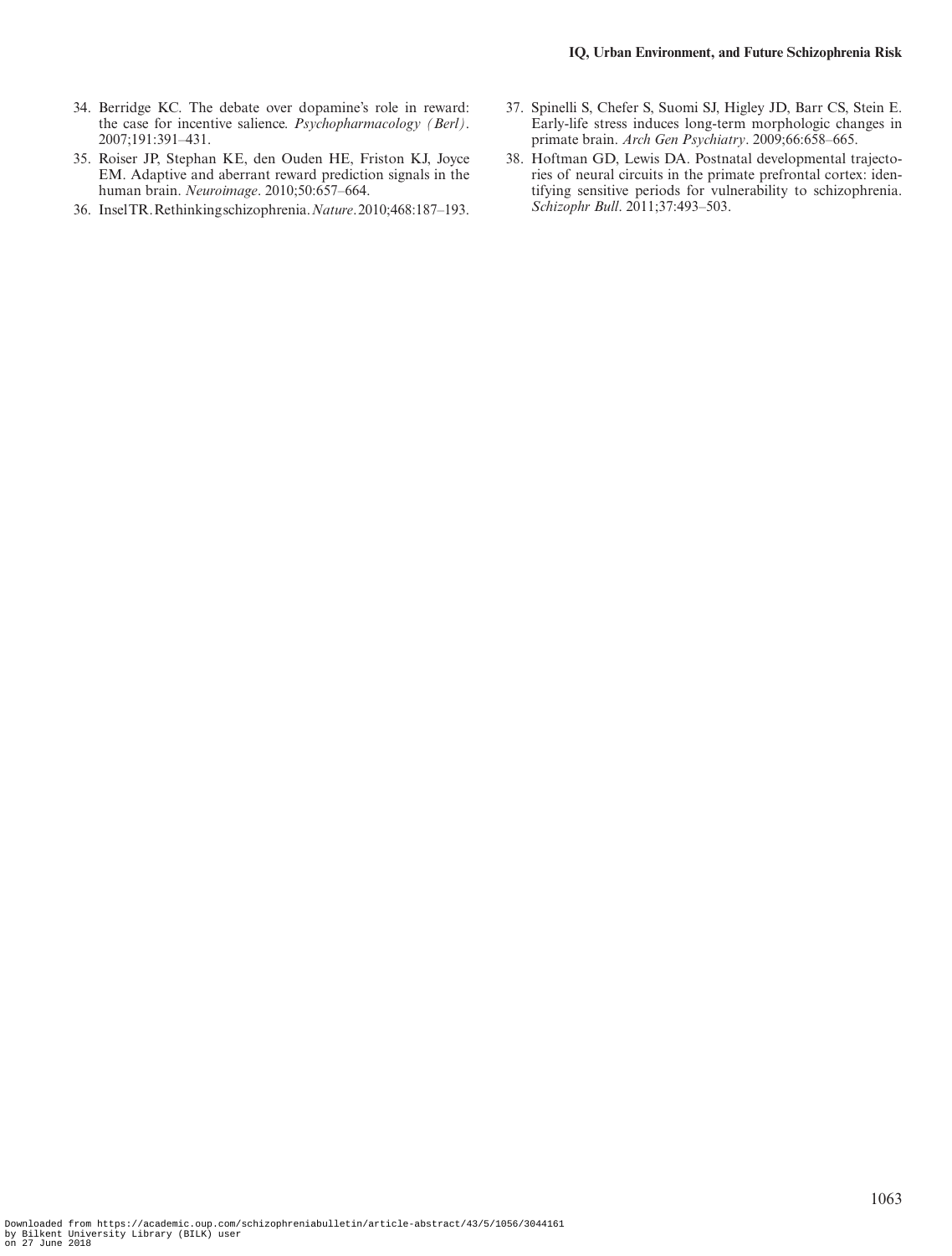34. Berridge KC. The debate over dopamine's role in reward: the case for incentive salience. *Psychopharmacology (Berl)*. 2007;191:391–431.
35. Roiser JP, Stephan KE, den Ouden HE, Friston KJ, Joyce EM. Adaptive and aberrant reward prediction signals in the human brain. *Neuroimage*. 2010;50:657–664.
36. Insel TR. Rethinking schizophrenia. *Nature*. 2010;468:187–193.
37. Spinelli S, Chefer S, Suomi SJ, Higley JD, Barr CS, Stein E. Early-life stress induces long-term morphologic changes in primate brain. *Arch Gen Psychiatry*. 2009;66:658–665.
38. Hoftman GD, Lewis DA. Postnatal developmental trajectories of neural circuits in the primate prefrontal cortex: identifying sensitive periods for vulnerability to schizophrenia. *Schizophr Bull*. 2011;37:493–503.